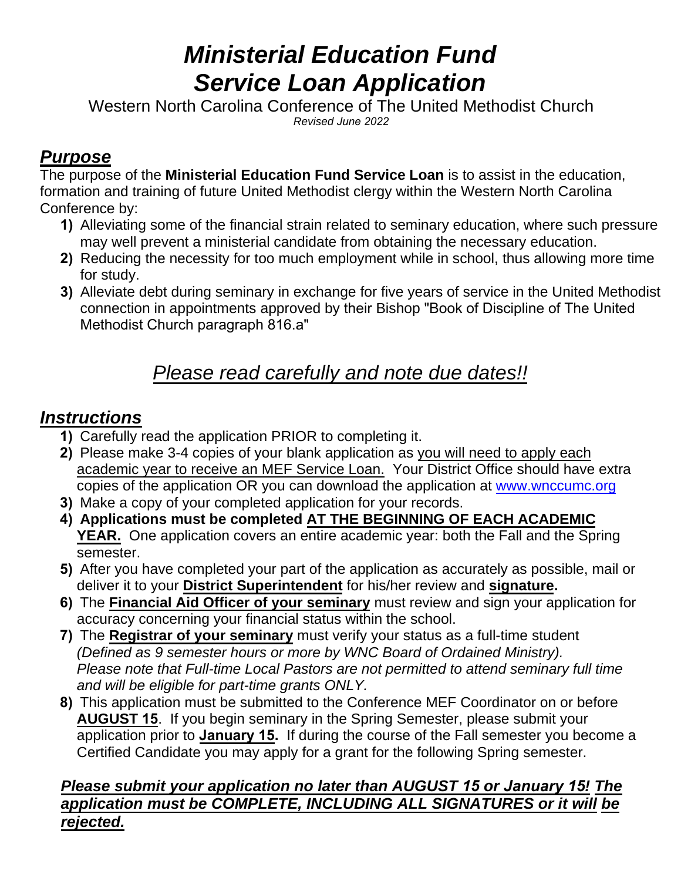# *Ministerial Education Fund*
# *Service Loan Application*

Western North Carolina Conference of The United Methodist Church

*Revised June 2022*

## ***Purpose***

The purpose of the **Ministerial Education Fund Service Loan** is to assist in the education, formation and training of future United Methodist clergy within the Western North Carolina Conference by:

1) Alleviating some of the financial strain related to seminary education, where such pressure may well prevent a ministerial candidate from obtaining the necessary education.
2) Reducing the necessity for too much employment while in school, thus allowing more time for study.
3) Alleviate debt during seminary in exchange for five years of service in the United Methodist connection in appointments approved by their Bishop "Book of Discipline of The United Methodist Church paragraph 816.a"

## *Please read carefully and note due dates!!*

## ***Instructions***

1) Carefully read the application PRIOR to completing it.
2) Please make 3-4 copies of your blank application as you will need to apply each academic year to receive an MEF Service Loan. Your District Office should have extra copies of the application OR you can download the application at www.wnccumc.org
3) Make a copy of your completed application for your records.
4) **Applications must be completed AT THE BEGINNING OF EACH ACADEMIC YEAR.** One application covers an entire academic year: both the Fall and the Spring semester.
5) After you have completed your part of the application as accurately as possible, mail or deliver it to your **District Superintendent** for his/her review and **signature.**
6) The **Financial Aid Officer of your seminary** must review and sign your application for accuracy concerning your financial status within the school.
7) The **Registrar of your seminary** must verify your status as a full-time student *(Defined as 9 semester hours or more by WNC Board of Ordained Ministry). Please note that Full-time Local Pastors are not permitted to attend seminary full time and will be eligible for part-time grants ONLY.*
8) This application must be submitted to the Conference MEF Coordinator on or before **AUGUST 15**. If you begin seminary in the Spring Semester, please submit your application prior to **January 15.** If during the course of the Fall semester you become a Certified Candidate you may apply for a grant for the following Spring semester.

***Please submit your application no later than AUGUST 15 or January 15! The application must be COMPLETE, INCLUDING ALL SIGNATURES or it will be rejected.***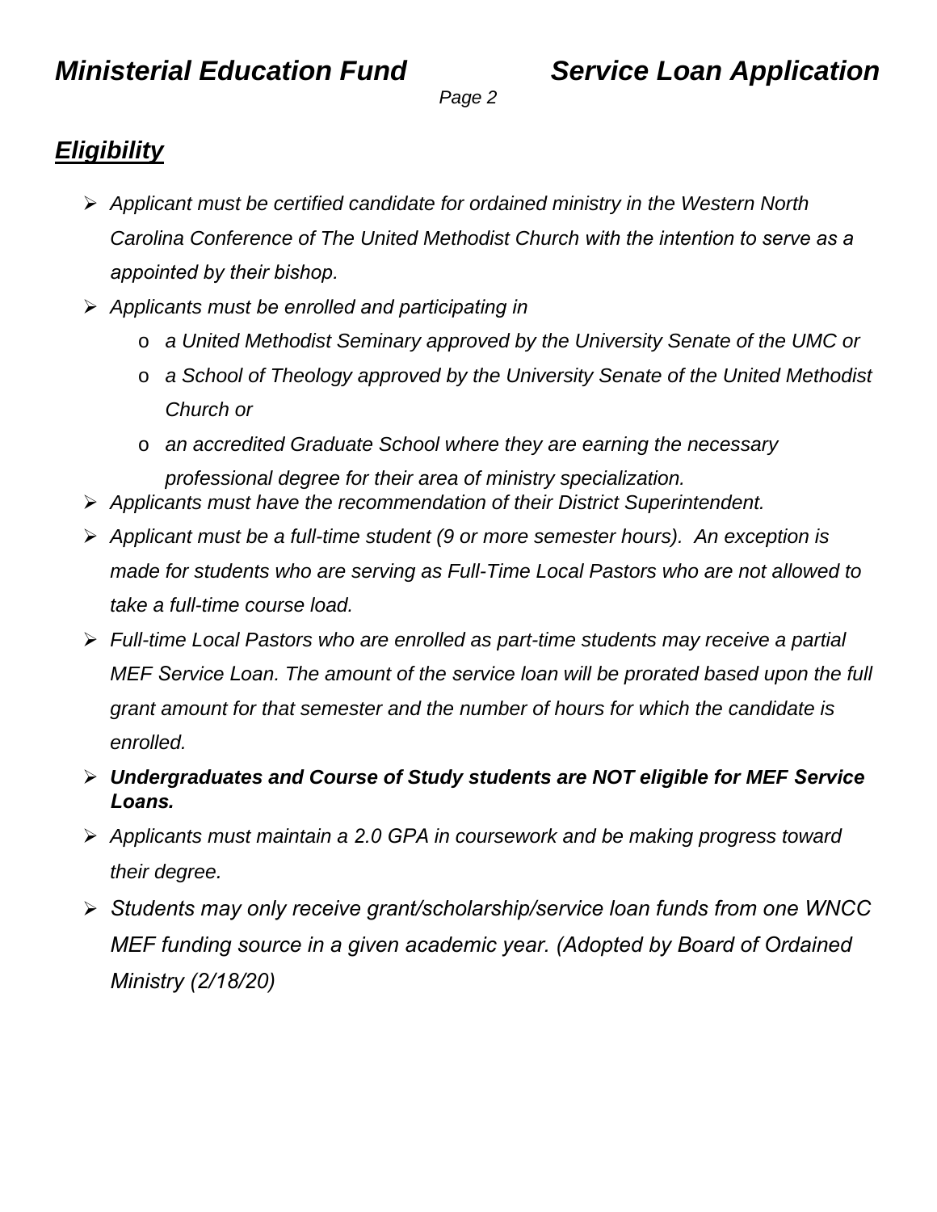## ***Eligibility***

- *Applicant must be certified candidate for ordained ministry in the Western North Carolina Conference of The United Methodist Church with the intention to serve as a appointed by their bishop.*
- *Applicants must be enrolled and participating in*
  - *a United Methodist Seminary approved by the University Senate of the UMC or*
  - *a School of Theology approved by the University Senate of the United Methodist Church or*
  - *an accredited Graduate School where they are earning the necessary professional degree for their area of ministry specialization.*
- *Applicants must have the recommendation of their District Superintendent.*
- *Applicant must be a full-time student (9 or more semester hours). An exception is made for students who are serving as Full-Time Local Pastors who are not allowed to take a full-time course load.*
- *Full-time Local Pastors who are enrolled as part-time students may receive a partial MEF Service Loan. The amount of the service loan will be prorated based upon the full grant amount for that semester and the number of hours for which the candidate is enrolled.*
- ***Undergraduates and Course of Study students are NOT eligible for MEF Service Loans.***
- *Applicants must maintain a 2.0 GPA in coursework and be making progress toward their degree.*
- *Students may only receive grant/scholarship/service loan funds from one WNCC MEF funding source in a given academic year. (Adopted by Board of Ordained Ministry (2/18/20)*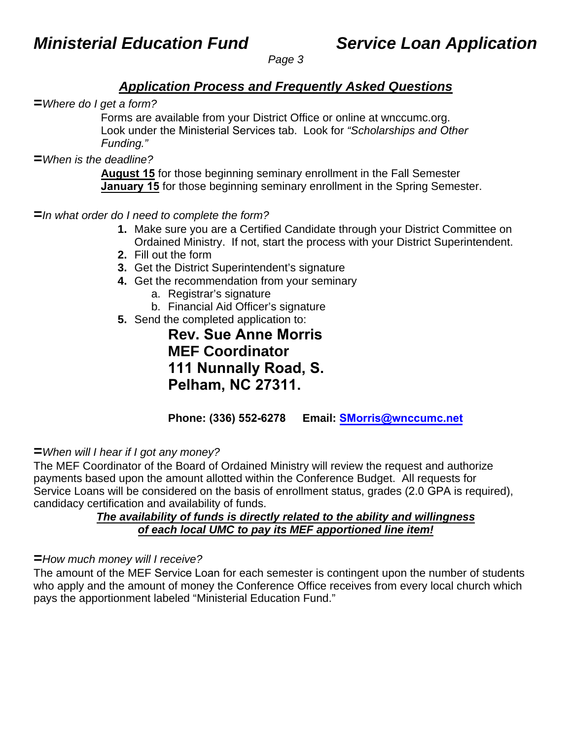## *Application Process and Frequently Asked Questions*

=*Where do I get a form?*

Forms are available from your District Office or online at wnccumc.org. Look under the Ministerial Services tab. Look for *"Scholarships and Other Funding."*

=*When is the deadline?*

**August 15** for those beginning seminary enrollment in the Fall Semester
**January 15** for those beginning seminary enrollment in the Spring Semester.

=*In what order do I need to complete the form?*

1. Make sure you are a Certified Candidate through your District Committee on Ordained Ministry. If not, start the process with your District Superintendent.
2. Fill out the form
3. Get the District Superintendent's signature
4. Get the recommendation from your seminary
   a. Registrar's signature
   b. Financial Aid Officer's signature
5. Send the completed application to:

   **Rev. Sue Anne Morris**
   **MEF Coordinator**
   **111 Nunnally Road, S.**
   **Pelham, NC 27311.**

   **Phone: (336) 552-6278 Email: SMorris@wnccumc.net**

=*When will I hear if I got any money?*

The MEF Coordinator of the Board of Ordained Ministry will review the request and authorize payments based upon the amount allotted within the Conference Budget. All requests for Service Loans will be considered on the basis of enrollment status, grades (2.0 GPA is required), candidacy certification and availability of funds.

***The availability of funds is directly related to the ability and willingness of each local UMC to pay its MEF apportioned line item!***

=*How much money will I receive?*

The amount of the MEF Service Loan for each semester is contingent upon the number of students who apply and the amount of money the Conference Office receives from every local church which pays the apportionment labeled "Ministerial Education Fund."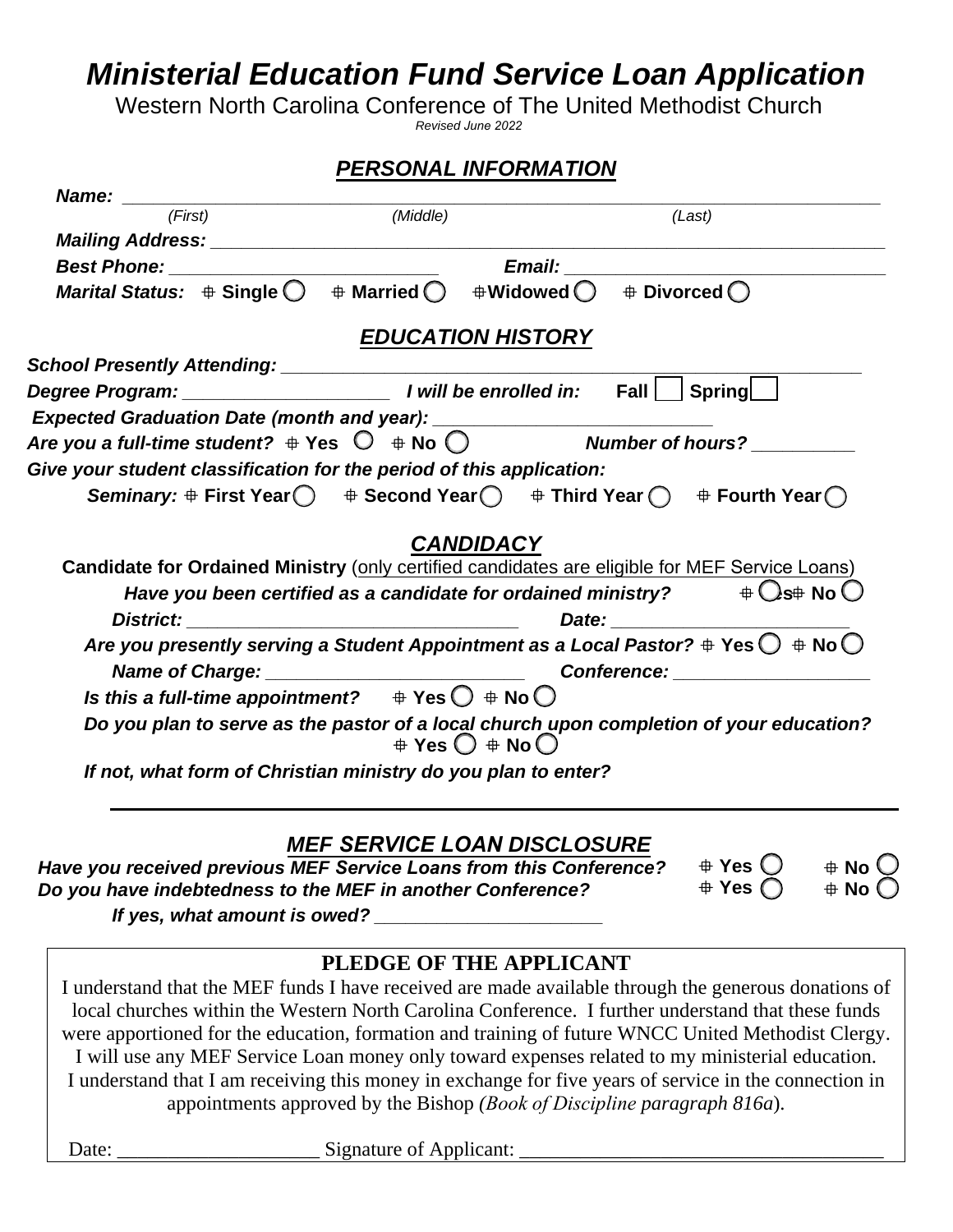# *Ministerial Education Fund Service Loan Application*

Western North Carolina Conference of The United Methodist Church

*Revised June 2022*

## *PERSONAL INFORMATION*

***Name:*** ______________________________________________________________________

*(First)* *(Middle)* *(Last)*

***Mailing Address:*** ____________________________________________________________

***Best Phone:*** __________________________ ***Email:*** ________________________________

***Marital Status:*** ☐ **Single** ◯ ☐ **Married** ◯ ☐ **Widowed** ◯ ☐ **Divorced** ◯

## *EDUCATION HISTORY*

***School Presently Attending:*** ______________________________________________________

***Degree Program:*** ____________________ ***I will be enrolled in:*** **Fall** ☐ **Spring** ☐

***Expected Graduation Date (month and year):*** ___________________________

***Are you a full-time student?*** ☐ **Yes** ◯ ☐ **No** ◯ ***Number of hours?*** __________

***Give your student classification for the period of this application:***

***Seminary:*** ☐ **First Year** ◯ ☐ **Second Year** ◯ ☐ **Third Year** ◯ ☐ **Fourth Year** ◯

## *CANDIDACY*

**Candidate for Ordained Ministry** (only certified candidates are eligible for MEF Service Loans)

***Have you been certified as a candidate for ordained ministry?*** ☐ **Yes** ◯ ☐ **No** ◯

***District:*** _________________________________ ***Date:*** ________________________

***Are you presently serving a Student Appointment as a Local Pastor?*** ☐ **Yes** ◯ ☐ **No** ◯

***Name of Charge:*** _________________________ ***Conference:*** ___________________

***Is this a full-time appointment?*** ☐ **Yes** ◯ ☐ **No** ◯

***Do you plan to serve as the pastor of a local church upon completion of your education?*** ☐ **Yes** ◯ ☐ **No** ◯

***If not, what form of Christian ministry do you plan to enter?***

_______________________________________________________________________________

## *MEF SERVICE LOAN DISCLOSURE*

***Have you received previous MEF Service Loans from this Conference?*** ☐ **Yes** ◯ ☐ **No** ◯

***Do you have indebtedness to the MEF in another Conference?*** ☐ **Yes** ◯ ☐ **No** ◯

***If yes, what amount is owed?*** ______________________

**PLEDGE OF THE APPLICANT**

I understand that the MEF funds I have received are made available through the generous donations of local churches within the Western North Carolina Conference. I further understand that these funds were apportioned for the education, formation and training of future WNCC United Methodist Clergy. I will use any MEF Service Loan money only toward expenses related to my ministerial education. I understand that I am receiving this money in exchange for five years of service in the connection in appointments approved by the Bishop (*Book of Discipline paragraph 816a*).

Date: ____________________ Signature of Applicant: ____________________________________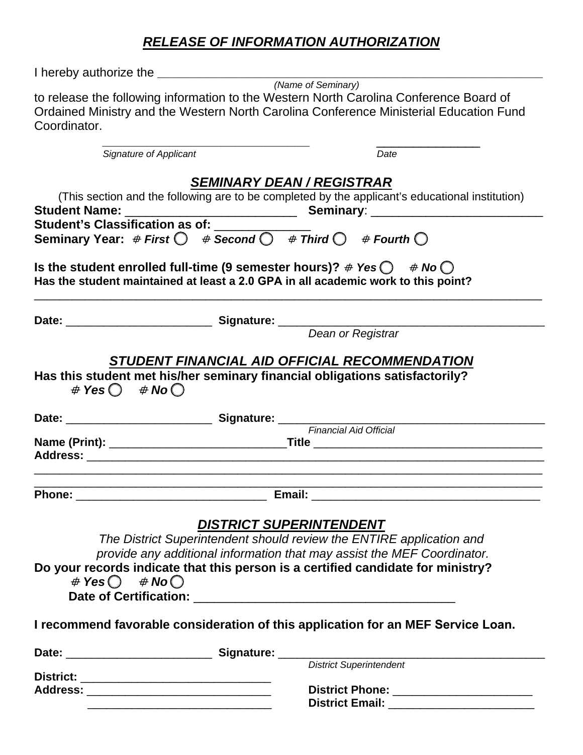# ***RELEASE OF INFORMATION AUTHORIZATION***

I hereby authorize the ____________________________________________________________
*(Name of Seminary)*
to release the following information to the Western North Carolina Conference Board of Ordained Ministry and the Western North Carolina Conference Ministerial Education Fund Coordinator.

___________________________________ ________________
*Signature of Applicant* *Date*

## ***SEMINARY DEAN / REGISTRAR***

(This section and the following are to be completed by the applicant's educational institution)

**Student Name:** __________________________ **Seminary**: __________________________
**Student's Classification as of:** ______________
**Seminary Year:** ***# First*** ◯ ***# Second*** ◯ ***# Third*** ◯ ***# Fourth*** ◯

**Is the student enrolled full-time (9 semester hours)?** ***# Yes*** ◯ ***# No*** ◯
**Has the student maintained at least a 2.0 GPA in all academic work to this point?**
______________________________________________________________________________

**Date:** _______________________ **Signature:** __________________________________________
*Dean or Registrar*

## ***STUDENT FINANCIAL AID OFFICIAL RECOMMENDATION***

**Has this student met his/her seminary financial obligations satisfactorily?**
***# Yes*** ◯ ***# No*** ◯

**Date:** _______________________ **Signature:** __________________________________________
*Financial Aid Official*
**Name (Print):** ____________________________**Title** ____________________________________
**Address:** ___________________________________________________________________________
______________________________________________________________________________
______________________________________________________________________________
**Phone:** ______________________________ **Email:** ____________________________________

## ***DISTRICT SUPERINTENDENT***

*The District Superintendent should review the ENTIRE application and provide any additional information that may assist the MEF Coordinator.*

**Do your records indicate that this person is a certified candidate for ministry?**
***# Yes*** ◯ ***# No*** ◯
**Date of Certification:** ________________________________________

**I recommend favorable consideration of this application for an MEF Service Loan.**

**Date:** _______________________ **Signature:** __________________________________________
*District Superintendent*
**District:** ______________________________
**Address:** _____________________________ **District Phone:** ______________________
_____________________________ **District Email:** ______________________